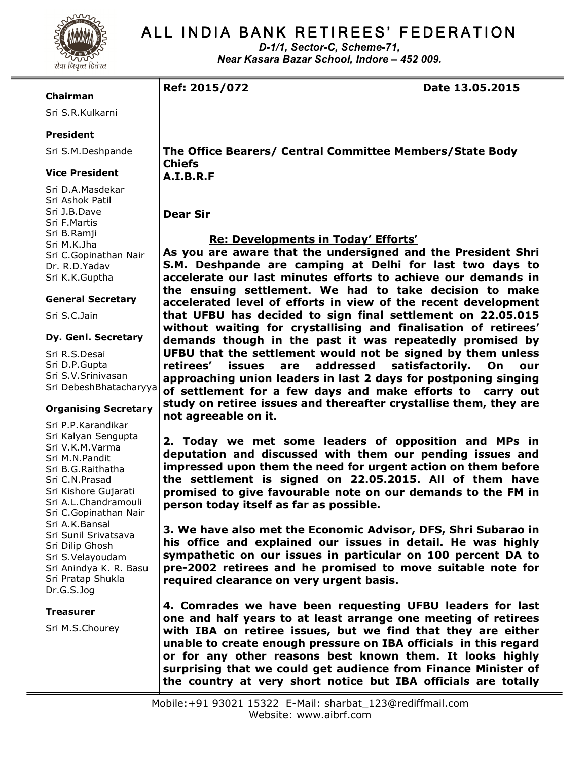# ALL INDIA BANK RETIREES' FEDERATION

*D-1/1, Sector-C, Scheme-71,*
*Near Kasara Bazar School, Indore – 452 009.*

**Chairman**
Sri S.R.Kulkarni

**President**
Sri S.M.Deshpande

**Vice President**
Sri D.A.Masdekar
Sri Ashok Patil
Sri J.B.Dave
Sri F.Martis
Sri B.Ramji
Sri M.K.Jha
Sri C.Gopinathan Nair
Dr. R.D.Yadav
Sri K.K.Guptha

**General Secretary**
Sri S.C.Jain

**Dy. Genl. Secretary**
Sri R.S.Desai
Sri D.P.Gupta
Sri S.V.Srinivasan
Sri DebeshBhatacharyya

**Organising Secretary**
Sri P.P.Karandikar
Sri Kalyan Sengupta
Sri V.K.M.Varma
Sri M.N.Pandit
Sri B.G.Raithatha
Sri C.N.Prasad
Sri Kishore Gujarati
Sri A.L.Chandramouli
Sri C.Gopinathan Nair
Sri A.K.Bansal
Sri Sunil Srivatsava
Sri Dilip Ghosh
Sri S.Velayoudam
Sri Anindya K. R. Basu
Sri Pratap Shukla
Dr.G.S.Jog

**Treasurer**
Sri M.S.Chourey

---

**Ref: 2015/072** **Date 13.05.2015**

**The Office Bearers/ Central Committee Members/State Body Chiefs**
**A.I.B.R.F**

**Dear Sir**

**Re: Developments in Today' Efforts'**

**As you are aware that the undersigned and the President Shri S.M. Deshpande are camping at Delhi for last two days to accelerate our last minutes efforts to achieve our demands in the ensuing settlement. We had to take decision to make accelerated level of efforts in view of the recent development that UFBU has decided to sign final settlement on 22.05.015 without waiting for crystallising and finalisation of retirees' demands though in the past it was repeatedly promised by UFBU that the settlement would not be signed by them unless retirees' issues are addressed satisfactorily. On our approaching union leaders in last 2 days for postponing singing of settlement for a few days and make efforts to carry out study on retiree issues and thereafter crystallise them, they are not agreeable on it.**

**2. Today we met some leaders of opposition and MPs in deputation and discussed with them our pending issues and impressed upon them the need for urgent action on them before the settlement is signed on 22.05.2015. All of them have promised to give favourable note on our demands to the FM in person today itself as far as possible.**

**3. We have also met the Economic Advisor, DFS, Shri Subarao in his office and explained our issues in detail. He was highly sympathetic on our issues in particular on 100 percent DA to pre-2002 retirees and he promised to move suitable note for required clearance on very urgent basis.**

**4. Comrades we have been requesting UFBU leaders for last one and half years to at least arrange one meeting of retirees with IBA on retiree issues, but we find that they are either unable to create enough pressure on IBA officials in this regard or for any other reasons best known them. It looks highly surprising that we could get audience from Finance Minister of the country at very short notice but IBA officials are totally**

Mobile:+91 93021 15322 E-Mail: sharbat_123@rediffmail.com
Website: www.aibrf.com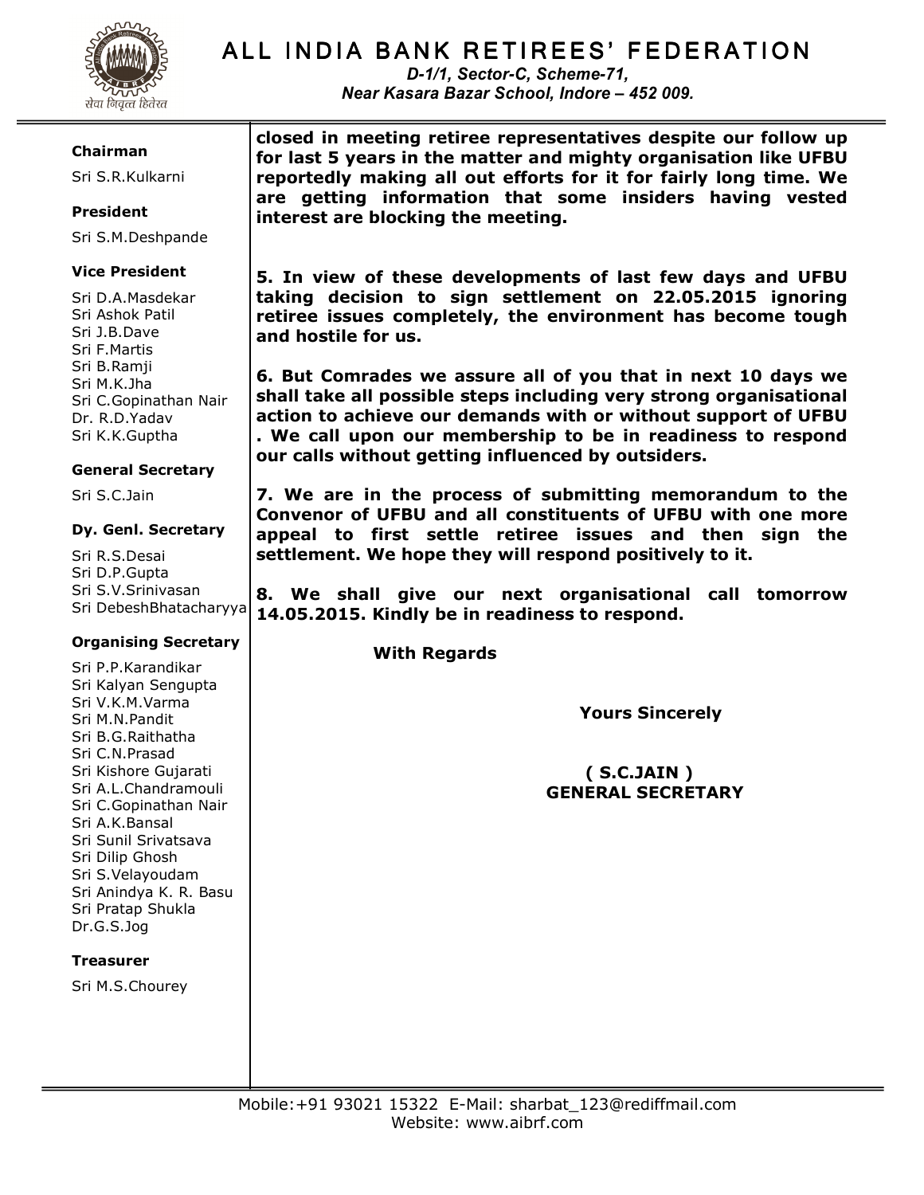# ALL INDIA BANK RETIREES' FEDERATION

*D-1/1, Sector-C, Scheme-71,*
*Near Kasara Bazar School, Indore – 452 009.*

**Chairman**
Sri S.R.Kulkarni

**President**
Sri S.M.Deshpande

**Vice President**
Sri D.A.Masdekar
Sri Ashok Patil
Sri J.B.Dave
Sri F.Martis
Sri B.Ramji
Sri M.K.Jha
Sri C.Gopinathan Nair
Dr. R.D.Yadav
Sri K.K.Guptha

**General Secretary**
Sri S.C.Jain

**Dy. Genl. Secretary**
Sri R.S.Desai
Sri D.P.Gupta
Sri S.V.Srinivasan
Sri DebeshBhatacharyya

**Organising Secretary**
Sri P.P.Karandikar
Sri Kalyan Sengupta
Sri V.K.M.Varma
Sri M.N.Pandit
Sri B.G.Raithatha
Sri C.N.Prasad
Sri Kishore Gujarati
Sri A.L.Chandramouli
Sri C.Gopinathan Nair
Sri A.K.Bansal
Sri Sunil Srivatsava
Sri Dilip Ghosh
Sri S.Velayoudam
Sri Anindya K. R. Basu
Sri Pratap Shukla
Dr.G.S.Jog

**Treasurer**
Sri M.S.Chourey

**closed in meeting retiree representatives despite our follow up for last 5 years in the matter and mighty organisation like UFBU reportedly making all out efforts for it for fairly long time. We are getting information that some insiders having vested interest are blocking the meeting.**

**5. In view of these developments of last few days and UFBU taking decision to sign settlement on 22.05.2015 ignoring retiree issues completely, the environment has become tough and hostile for us.**

**6. But Comrades we assure all of you that in next 10 days we shall take all possible steps including very strong organisational action to achieve our demands with or without support of UFBU . We call upon our membership to be in readiness to respond our calls without getting influenced by outsiders.**

**7. We are in the process of submitting memorandum to the Convenor of UFBU and all constituents of UFBU with one more appeal to first settle retiree issues and then sign the settlement. We hope they will respond positively to it.**

**8. We shall give our next organisational call tomorrow 14.05.2015. Kindly be in readiness to respond.**

**With Regards**

**Yours Sincerely**

**( S.C.JAIN )**
**GENERAL SECRETARY**

Mobile:+91 93021 15322 E-Mail: sharbat_123@rediffmail.com
Website: www.aibrf.com